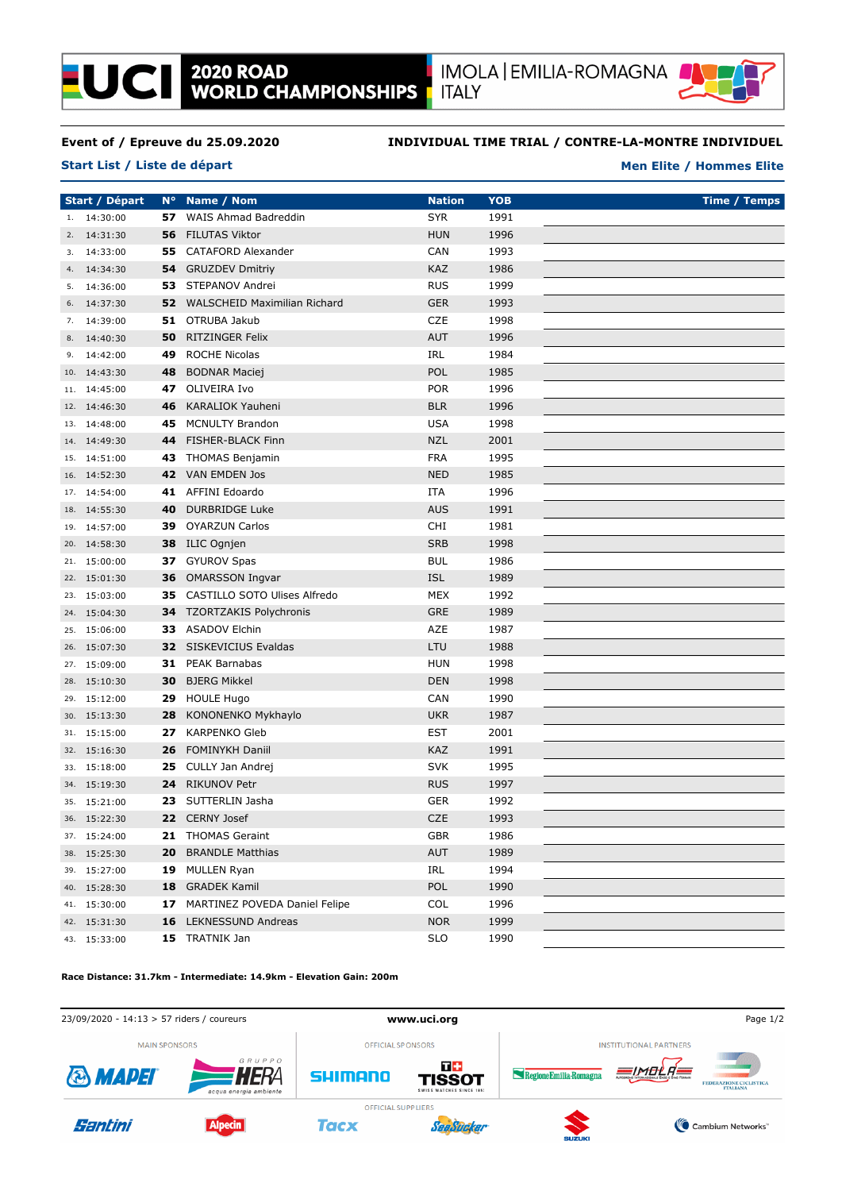# 2020 ROAD WORLD CHAMPIONSHIPS

IMOLA | EMILIA-ROMAGNA ITALY

**Event of / Epreuve du 25.09.2020** **INDIVIDUAL TIME TRIAL / CONTRE-LA-MONTRE INDIVIDUEL**

**Start List / Liste de départ** **Men Elite / Hommes Elite**

| Start / Départ | | N° | Name / Nom | Nation | YOB | Time / Temps |
|---|---|---|---|---|---|---|
| 1. | 14:30:00 | 57 | WAIS Ahmad Badreddin | SYR | 1991 | |
| 2. | 14:31:30 | 56 | FILUTAS Viktor | HUN | 1996 | |
| 3. | 14:33:00 | 55 | CATAFORD Alexander | CAN | 1993 | |
| 4. | 14:34:30 | 54 | GRUZDEV Dmitriy | KAZ | 1986 | |
| 5. | 14:36:00 | 53 | STEPANOV Andrei | RUS | 1999 | |
| 6. | 14:37:30 | 52 | WALSCHEID Maximilian Richard | GER | 1993 | |
| 7. | 14:39:00 | 51 | OTRUBA Jakub | CZE | 1998 | |
| 8. | 14:40:30 | 50 | RITZINGER Felix | AUT | 1996 | |
| 9. | 14:42:00 | 49 | ROCHE Nicolas | IRL | 1984 | |
| 10. | 14:43:30 | 48 | BODNAR Maciej | POL | 1985 | |
| 11. | 14:45:00 | 47 | OLIVEIRA Ivo | POR | 1996 | |
| 12. | 14:46:30 | 46 | KARALIOK Yauheni | BLR | 1996 | |
| 13. | 14:48:00 | 45 | MCNULTY Brandon | USA | 1998 | |
| 14. | 14:49:30 | 44 | FISHER-BLACK Finn | NZL | 2001 | |
| 15. | 14:51:00 | 43 | THOMAS Benjamin | FRA | 1995 | |
| 16. | 14:52:30 | 42 | VAN EMDEN Jos | NED | 1985 | |
| 17. | 14:54:00 | 41 | AFFINI Edoardo | ITA | 1996 | |
| 18. | 14:55:30 | 40 | DURBRIDGE Luke | AUS | 1991 | |
| 19. | 14:57:00 | 39 | OYARZUN Carlos | CHI | 1981 | |
| 20. | 14:58:30 | 38 | ILIC Ognjen | SRB | 1998 | |
| 21. | 15:00:00 | 37 | GYUROV Spas | BUL | 1986 | |
| 22. | 15:01:30 | 36 | OMARSSON Ingvar | ISL | 1989 | |
| 23. | 15:03:00 | 35 | CASTILLO SOTO Ulises Alfredo | MEX | 1992 | |
| 24. | 15:04:30 | 34 | TZORTZAKIS Polychronis | GRE | 1989 | |
| 25. | 15:06:00 | 33 | ASADOV Elchin | AZE | 1987 | |
| 26. | 15:07:30 | 32 | SISKEVICIUS Evaldas | LTU | 1988 | |
| 27. | 15:09:00 | 31 | PEAK Barnabas | HUN | 1998 | |
| 28. | 15:10:30 | 30 | BJERG Mikkel | DEN | 1998 | |
| 29. | 15:12:00 | 29 | HOULE Hugo | CAN | 1990 | |
| 30. | 15:13:30 | 28 | KONONENKO Mykhaylo | UKR | 1987 | |
| 31. | 15:15:00 | 27 | KARPENKO Gleb | EST | 2001 | |
| 32. | 15:16:30 | 26 | FOMINYKH Daniil | KAZ | 1991 | |
| 33. | 15:18:00 | 25 | CULLY Jan Andrej | SVK | 1995 | |
| 34. | 15:19:30 | 24 | RIKUNOV Petr | RUS | 1997 | |
| 35. | 15:21:00 | 23 | SUTTERLIN Jasha | GER | 1992 | |
| 36. | 15:22:30 | 22 | CERNY Josef | CZE | 1993 | |
| 37. | 15:24:00 | 21 | THOMAS Geraint | GBR | 1986 | |
| 38. | 15:25:30 | 20 | BRANDLE Matthias | AUT | 1989 | |
| 39. | 15:27:00 | 19 | MULLEN Ryan | IRL | 1994 | |
| 40. | 15:28:30 | 18 | GRADEK Kamil | POL | 1990 | |
| 41. | 15:30:00 | 17 | MARTINEZ POVEDA Daniel Felipe | COL | 1996 | |
| 42. | 15:31:30 | 16 | LEKNESSUND Andreas | NOR | 1999 | |
| 43. | 15:33:00 | 15 | TRATNIK Jan | SLO | 1990 | |

**Race Distance: 31.7km - Intermediate: 14.9km - Elevation Gain: 200m**

23/09/2020 - 14:13 > 57 riders / coureurs

www.uci.org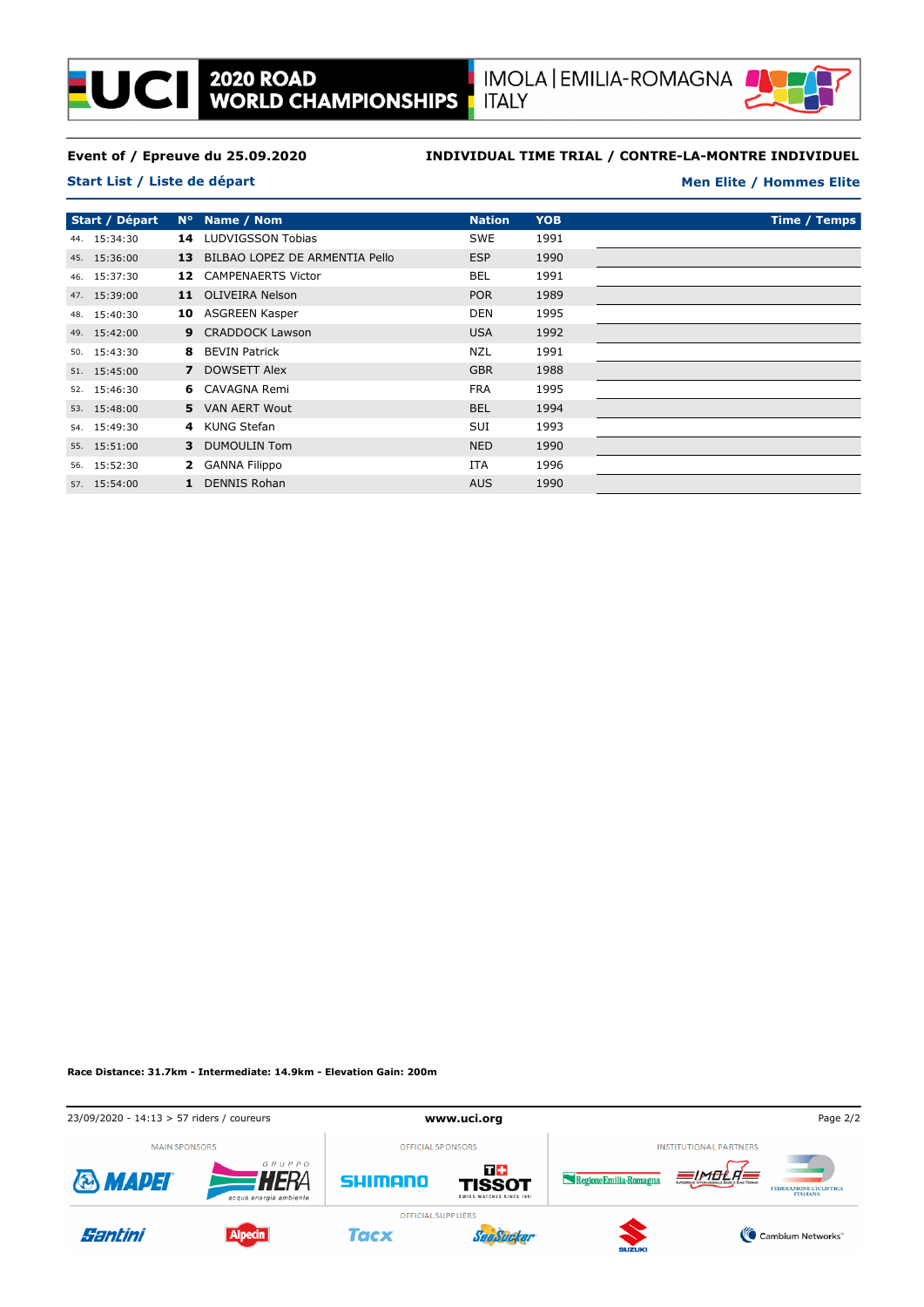**Event of / Epreuve du 25.09.2020**

**INDIVIDUAL TIME TRIAL / CONTRE-LA-MONTRE INDIVIDUEL**

**Start List / Liste de départ**

**Men Elite / Hommes Elite**

| Start / Départ | N° | Name / Nom | Nation | YOB | Time / Temps |
|---|---|---|---|---|---|
| 44. 15:34:30 | **14** | LUDVIGSSON Tobias | SWE | 1991 | |
| 45. 15:36:00 | **13** | BILBAO LOPEZ DE ARMENTIA Pello | ESP | 1990 | |
| 46. 15:37:30 | **12** | CAMPENAERTS Victor | BEL | 1991 | |
| 47. 15:39:00 | **11** | OLIVEIRA Nelson | POR | 1989 | |
| 48. 15:40:30 | **10** | ASGREEN Kasper | DEN | 1995 | |
| 49. 15:42:00 | **9** | CRADDOCK Lawson | USA | 1992 | |
| 50. 15:43:30 | **8** | BEVIN Patrick | NZL | 1991 | |
| 51. 15:45:00 | **7** | DOWSETT Alex | GBR | 1988 | |
| 52. 15:46:30 | **6** | CAVAGNA Remi | FRA | 1995 | |
| 53. 15:48:00 | **5** | VAN AERT Wout | BEL | 1994 | |
| 54. 15:49:30 | **4** | KUNG Stefan | SUI | 1993 | |
| 55. 15:51:00 | **3** | DUMOULIN Tom | NED | 1990 | |
| 56. 15:52:30 | **2** | GANNA Filippo | ITA | 1996 | |
| 57. 15:54:00 | **1** | DENNIS Rohan | AUS | 1990 | |

**Race Distance: 31.7km - Intermediate: 14.9km - Elevation Gain: 200m**

23/09/2020 - 14:13 > 57 riders / coureurs